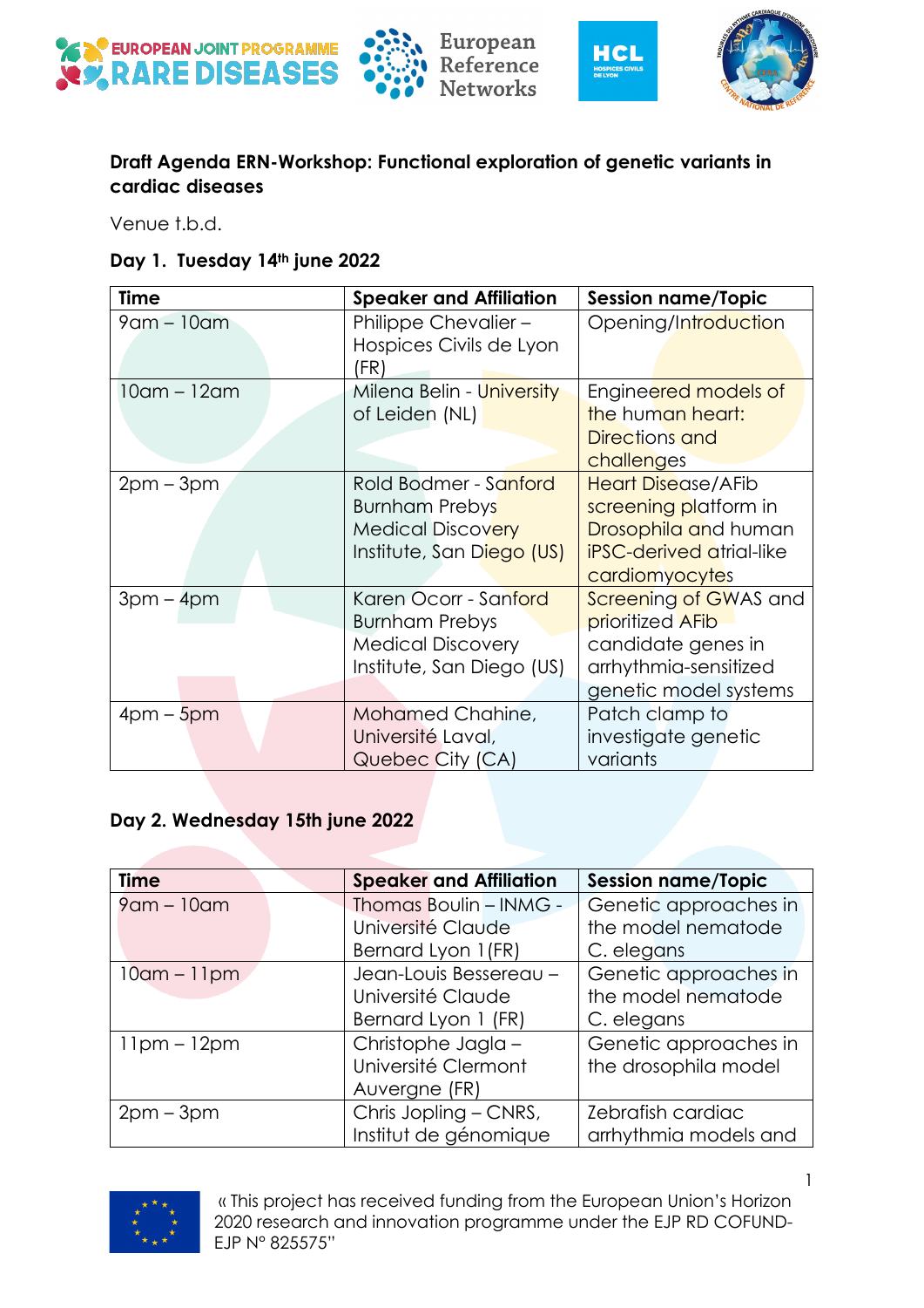**Draft Agenda ERN-Workshop: Functional exploration of genetic variants in cardiac diseases**

Venue t.b.d.

**Day 1. Tuesday 14th june 2022**

| Time | Speaker and Affiliation | Session name/Topic |
|---|---|---|
| 9am – 10am | Philippe Chevalier – Hospices Civils de Lyon (FR) | Opening/Introduction |
| 10am – 12am | Milena Belin - University of Leiden (NL) | Engineered models of the human heart: Directions and challenges |
| 2pm – 3pm | Rold Bodmer - Sanford Burnham Prebys Medical Discovery Institute, San Diego (US) | Heart Disease/AFib screening platform in Drosophila and human iPSC-derived atrial-like cardiomyocytes |
| 3pm – 4pm | Karen Ocorr - Sanford Burnham Prebys Medical Discovery Institute, San Diego (US) | Screening of GWAS and prioritized AFib candidate genes in arrhythmia-sensitized genetic model systems |
| 4pm – 5pm | Mohamed Chahine, Université Laval, Quebec City (CA) | Patch clamp to investigate genetic variants |

**Day 2. Wednesday 15th june 2022**

| Time | Speaker and Affiliation | Session name/Topic |
|---|---|---|
| 9am – 10am | Thomas Boulin – INMG - Université Claude Bernard Lyon 1(FR) | Genetic approaches in the model nematode C. elegans |
| 10am – 11pm | Jean-Louis Bessereau – Université Claude Bernard Lyon 1 (FR) | Genetic approaches in the model nematode C. elegans |
| 11pm – 12pm | Christophe Jagla – Université Clermont Auvergne (FR) | Genetic approaches in the drosophila model |
| 2pm – 3pm | Chris Jopling – CNRS, Institut de génomique | Zebrafish cardiac arrhythmia models and |

« This project has received funding from the European Union's Horizon 2020 research and innovation programme under the EJP RD COFUND-EJP N° 825575"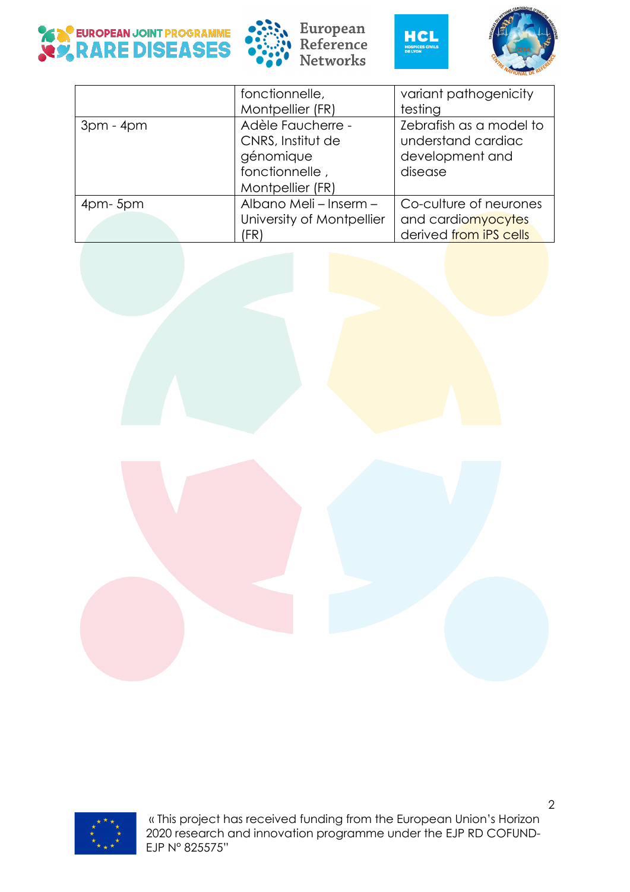| | | |
|---|---|---|
| | fonctionnelle, Montpellier (FR) | variant pathogenicity testing |
| 3pm - 4pm | Adèle Faucherre - CNRS, Institut de génomique fonctionnelle , Montpellier (FR) | Zebrafish as a model to understand cardiac development and disease |
| 4pm- 5pm | Albano Meli – Inserm – University of Montpellier (FR) | Co-culture of neurones and cardiomyocytes derived from iPS cells |

« This project has received funding from the European Union's Horizon 2020 research and innovation programme under the EJP RD COFUND-EJP N° 825575"